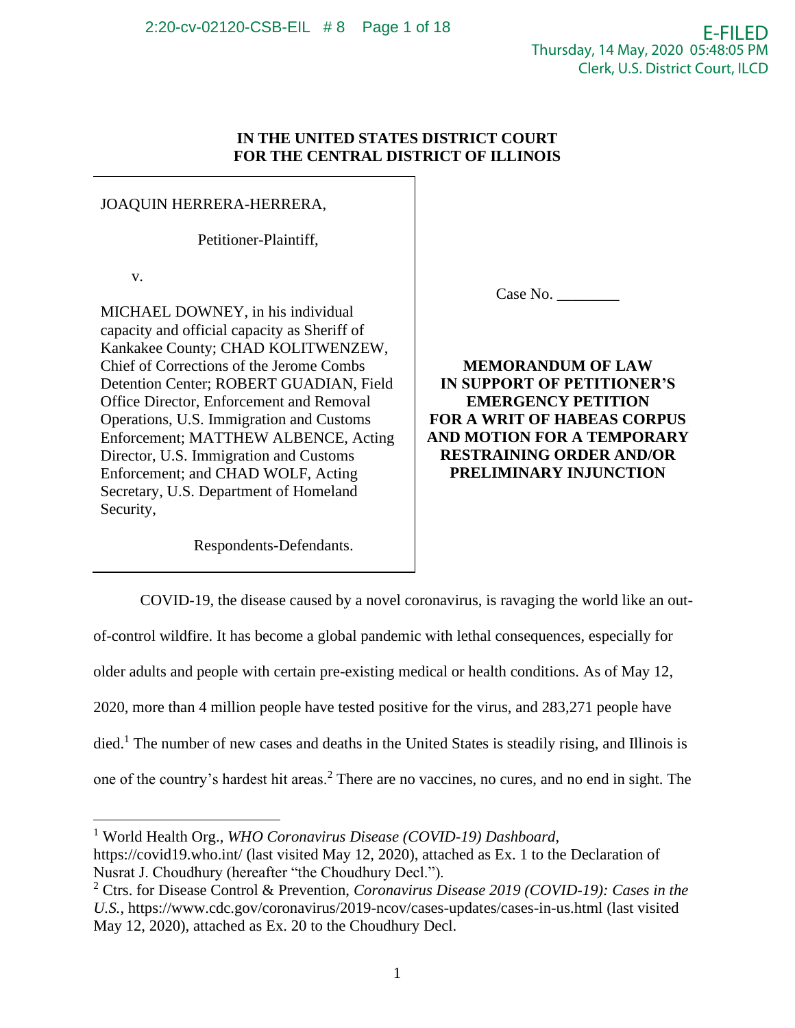**IN THE UNITED STATES DISTRICT COURT**
**FOR THE CENTRAL DISTRICT OF ILLINOIS**

JOAQUIN HERRERA-HERRERA,

Petitioner-Plaintiff,

v.

MICHAEL DOWNEY, in his individual capacity and official capacity as Sheriff of Kankakee County; CHAD KOLITWENZEW, Chief of Corrections of the Jerome Combs Detention Center; ROBERT GUADIAN, Field Office Director, Enforcement and Removal Operations, U.S. Immigration and Customs Enforcement; MATTHEW ALBENCE, Acting Director, U.S. Immigration and Customs Enforcement; and CHAD WOLF, Acting Secretary, U.S. Department of Homeland Security,

Respondents-Defendants.

Case No. ________

**MEMORANDUM OF LAW IN SUPPORT OF PETITIONER'S EMERGENCY PETITION FOR A WRIT OF HABEAS CORPUS AND MOTION FOR A TEMPORARY RESTRAINING ORDER AND/OR PRELIMINARY INJUNCTION**

COVID-19, the disease caused by a novel coronavirus, is ravaging the world like an out-of-control wildfire. It has become a global pandemic with lethal consequences, especially for older adults and people with certain pre-existing medical or health conditions. As of May 12, 2020, more than 4 million people have tested positive for the virus, and 283,271 people have died.[1] The number of new cases and deaths in the United States is steadily rising, and Illinois is one of the country's hardest hit areas.[2] There are no vaccines, no cures, and no end in sight. The

[1] World Health Org., *WHO Coronavirus Disease (COVID-19) Dashboard*, https://covid19.who.int/ (last visited May 12, 2020), attached as Ex. 1 to the Declaration of Nusrat J. Choudhury (hereafter "the Choudhury Decl.").

[2] Ctrs. for Disease Control & Prevention, *Coronavirus Disease 2019 (COVID-19): Cases in the U.S.*, https://www.cdc.gov/coronavirus/2019-ncov/cases-updates/cases-in-us.html (last visited May 12, 2020), attached as Ex. 20 to the Choudhury Decl.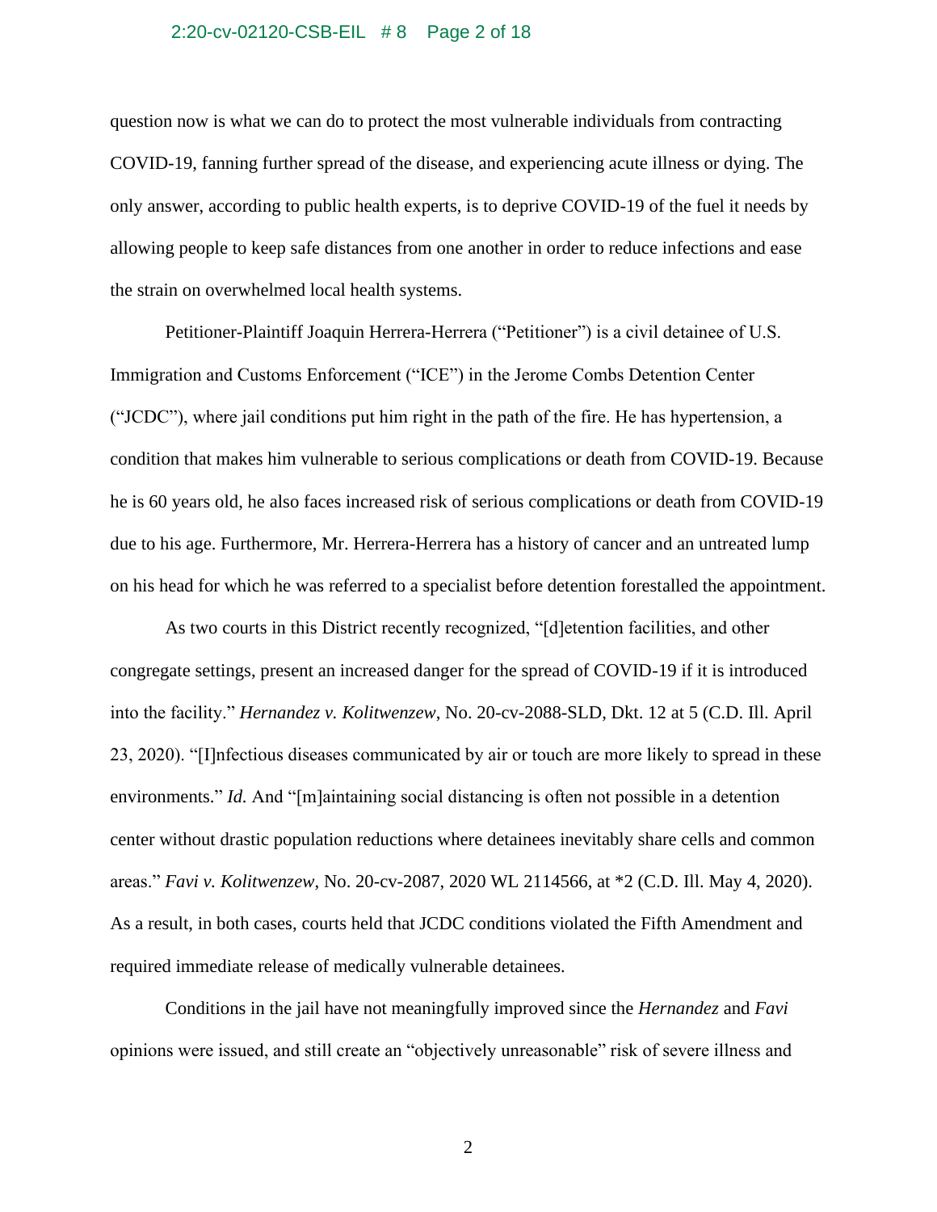question now is what we can do to protect the most vulnerable individuals from contracting COVID-19, fanning further spread of the disease, and experiencing acute illness or dying. The only answer, according to public health experts, is to deprive COVID-19 of the fuel it needs by allowing people to keep safe distances from one another in order to reduce infections and ease the strain on overwhelmed local health systems.

Petitioner-Plaintiff Joaquin Herrera-Herrera ("Petitioner") is a civil detainee of U.S. Immigration and Customs Enforcement ("ICE") in the Jerome Combs Detention Center ("JCDC"), where jail conditions put him right in the path of the fire. He has hypertension, a condition that makes him vulnerable to serious complications or death from COVID-19. Because he is 60 years old, he also faces increased risk of serious complications or death from COVID-19 due to his age. Furthermore, Mr. Herrera-Herrera has a history of cancer and an untreated lump on his head for which he was referred to a specialist before detention forestalled the appointment.

As two courts in this District recently recognized, "[d]etention facilities, and other congregate settings, present an increased danger for the spread of COVID-19 if it is introduced into the facility." *Hernandez v. Kolitwenzew*, No. 20-cv-2088-SLD, Dkt. 12 at 5 (C.D. Ill. April 23, 2020). "[I]nfectious diseases communicated by air or touch are more likely to spread in these environments." *Id.* And "[m]aintaining social distancing is often not possible in a detention center without drastic population reductions where detainees inevitably share cells and common areas." *Favi v. Kolitwenzew*, No. 20-cv-2087, 2020 WL 2114566, at *2 (C.D. Ill. May 4, 2020). As a result, in both cases, courts held that JCDC conditions violated the Fifth Amendment and required immediate release of medically vulnerable detainees.

Conditions in the jail have not meaningfully improved since the *Hernandez* and *Favi* opinions were issued, and still create an "objectively unreasonable" risk of severe illness and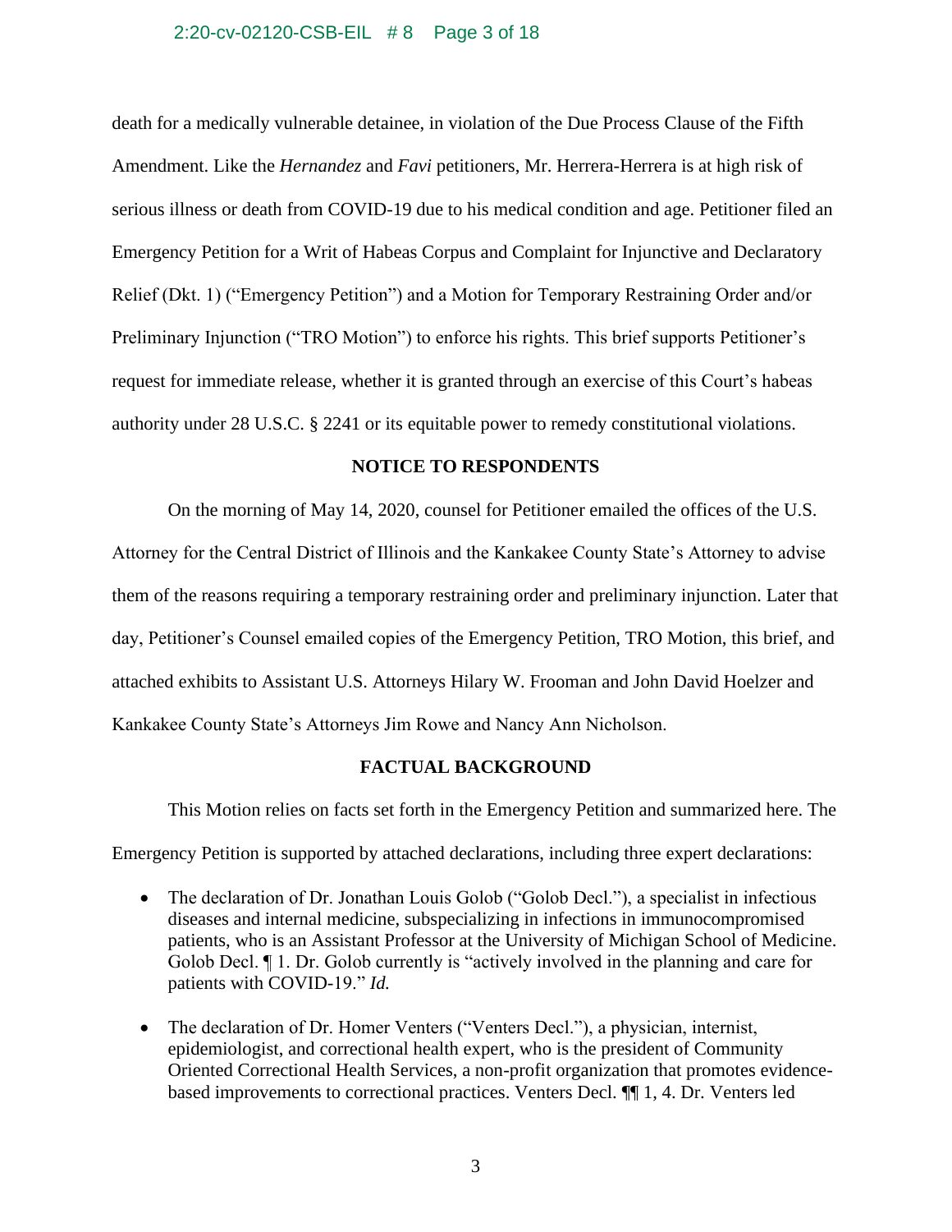death for a medically vulnerable detainee, in violation of the Due Process Clause of the Fifth Amendment. Like the *Hernandez* and *Favi* petitioners, Mr. Herrera-Herrera is at high risk of serious illness or death from COVID-19 due to his medical condition and age. Petitioner filed an Emergency Petition for a Writ of Habeas Corpus and Complaint for Injunctive and Declaratory Relief (Dkt. 1) ("Emergency Petition") and a Motion for Temporary Restraining Order and/or Preliminary Injunction ("TRO Motion") to enforce his rights. This brief supports Petitioner's request for immediate release, whether it is granted through an exercise of this Court's habeas authority under 28 U.S.C. § 2241 or its equitable power to remedy constitutional violations.

## NOTICE TO RESPONDENTS

On the morning of May 14, 2020, counsel for Petitioner emailed the offices of the U.S. Attorney for the Central District of Illinois and the Kankakee County State's Attorney to advise them of the reasons requiring a temporary restraining order and preliminary injunction. Later that day, Petitioner's Counsel emailed copies of the Emergency Petition, TRO Motion, this brief, and attached exhibits to Assistant U.S. Attorneys Hilary W. Frooman and John David Hoelzer and Kankakee County State's Attorneys Jim Rowe and Nancy Ann Nicholson.

## FACTUAL BACKGROUND

This Motion relies on facts set forth in the Emergency Petition and summarized here. The Emergency Petition is supported by attached declarations, including three expert declarations:

- The declaration of Dr. Jonathan Louis Golob ("Golob Decl."), a specialist in infectious diseases and internal medicine, subspecializing in infections in immunocompromised patients, who is an Assistant Professor at the University of Michigan School of Medicine. Golob Decl. ¶ 1. Dr. Golob currently is "actively involved in the planning and care for patients with COVID-19." *Id.*
- The declaration of Dr. Homer Venters ("Venters Decl."), a physician, internist, epidemiologist, and correctional health expert, who is the president of Community Oriented Correctional Health Services, a non-profit organization that promotes evidence-based improvements to correctional practices. Venters Decl. ¶¶ 1, 4. Dr. Venters led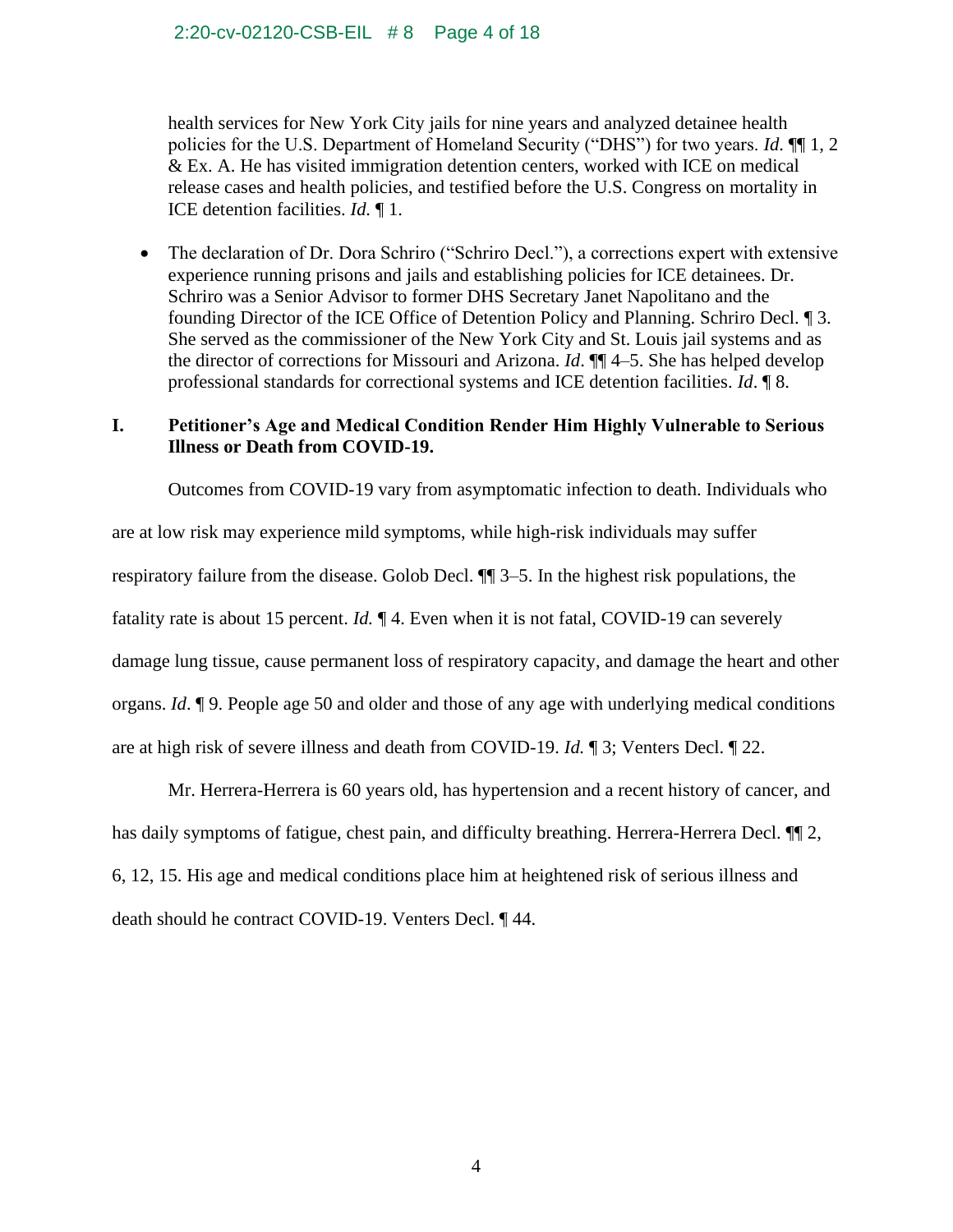health services for New York City jails for nine years and analyzed detainee health policies for the U.S. Department of Homeland Security ("DHS") for two years. *Id.* ¶¶ 1, 2 & Ex. A. He has visited immigration detention centers, worked with ICE on medical release cases and health policies, and testified before the U.S. Congress on mortality in ICE detention facilities. *Id.* ¶ 1.

- The declaration of Dr. Dora Schriro ("Schriro Decl."), a corrections expert with extensive experience running prisons and jails and establishing policies for ICE detainees. Dr. Schriro was a Senior Advisor to former DHS Secretary Janet Napolitano and the founding Director of the ICE Office of Detention Policy and Planning. Schriro Decl. ¶ 3. She served as the commissioner of the New York City and St. Louis jail systems and as the director of corrections for Missouri and Arizona. *Id*. ¶¶ 4–5. She has helped develop professional standards for correctional systems and ICE detention facilities. *Id*. ¶ 8.

## I. Petitioner's Age and Medical Condition Render Him Highly Vulnerable to Serious Illness or Death from COVID-19.

Outcomes from COVID-19 vary from asymptomatic infection to death. Individuals who are at low risk may experience mild symptoms, while high-risk individuals may suffer respiratory failure from the disease. Golob Decl. ¶¶ 3–5. In the highest risk populations, the fatality rate is about 15 percent. *Id.* ¶ 4. Even when it is not fatal, COVID-19 can severely damage lung tissue, cause permanent loss of respiratory capacity, and damage the heart and other organs. *Id*. ¶ 9. People age 50 and older and those of any age with underlying medical conditions are at high risk of severe illness and death from COVID-19. *Id.* ¶ 3; Venters Decl. ¶ 22.

Mr. Herrera-Herrera is 60 years old, has hypertension and a recent history of cancer, and has daily symptoms of fatigue, chest pain, and difficulty breathing. Herrera-Herrera Decl. ¶¶ 2, 6, 12, 15. His age and medical conditions place him at heightened risk of serious illness and death should he contract COVID-19. Venters Decl. ¶ 44.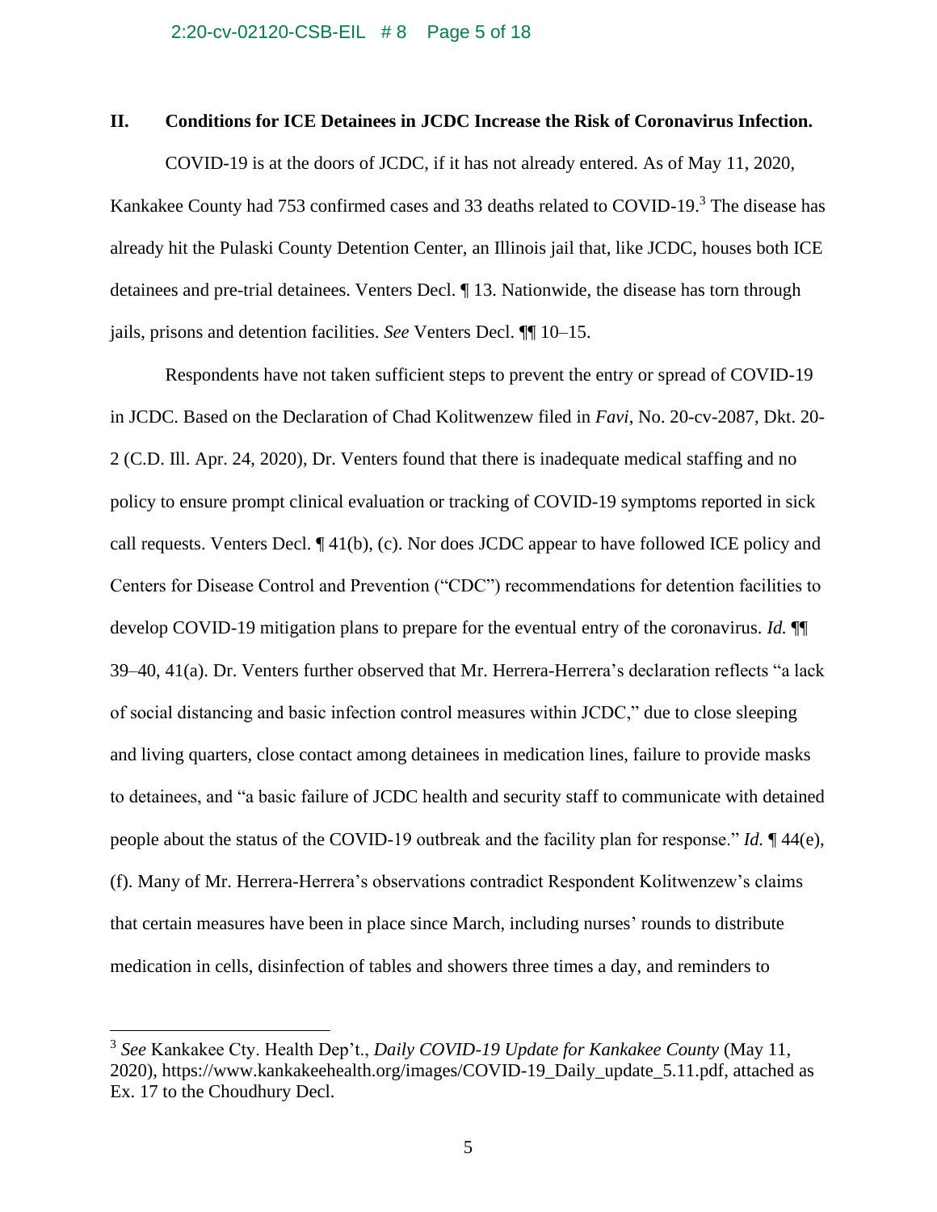## II. Conditions for ICE Detainees in JCDC Increase the Risk of Coronavirus Infection.

COVID-19 is at the doors of JCDC, if it has not already entered. As of May 11, 2020, Kankakee County had 753 confirmed cases and 33 deaths related to COVID-19.[3] The disease has already hit the Pulaski County Detention Center, an Illinois jail that, like JCDC, houses both ICE detainees and pre-trial detainees. Venters Decl. ¶ 13. Nationwide, the disease has torn through jails, prisons and detention facilities. *See* Venters Decl. ¶¶ 10–15.

Respondents have not taken sufficient steps to prevent the entry or spread of COVID-19 in JCDC. Based on the Declaration of Chad Kolitwenzew filed in *Favi*, No. 20-cv-2087, Dkt. 20-2 (C.D. Ill. Apr. 24, 2020), Dr. Venters found that there is inadequate medical staffing and no policy to ensure prompt clinical evaluation or tracking of COVID-19 symptoms reported in sick call requests. Venters Decl. ¶ 41(b), (c). Nor does JCDC appear to have followed ICE policy and Centers for Disease Control and Prevention ("CDC") recommendations for detention facilities to develop COVID-19 mitigation plans to prepare for the eventual entry of the coronavirus. *Id.* ¶¶ 39–40, 41(a). Dr. Venters further observed that Mr. Herrera-Herrera's declaration reflects "a lack of social distancing and basic infection control measures within JCDC," due to close sleeping and living quarters, close contact among detainees in medication lines, failure to provide masks to detainees, and "a basic failure of JCDC health and security staff to communicate with detained people about the status of the COVID-19 outbreak and the facility plan for response." *Id.* ¶ 44(e), (f). Many of Mr. Herrera-Herrera's observations contradict Respondent Kolitwenzew's claims that certain measures have been in place since March, including nurses' rounds to distribute medication in cells, disinfection of tables and showers three times a day, and reminders to

---

[3] *See* Kankakee Cty. Health Dep't., *Daily COVID-19 Update for Kankakee County* (May 11, 2020), https://www.kankakeehealth.org/images/COVID-19_Daily_update_5.11.pdf, attached as Ex. 17 to the Choudhury Decl.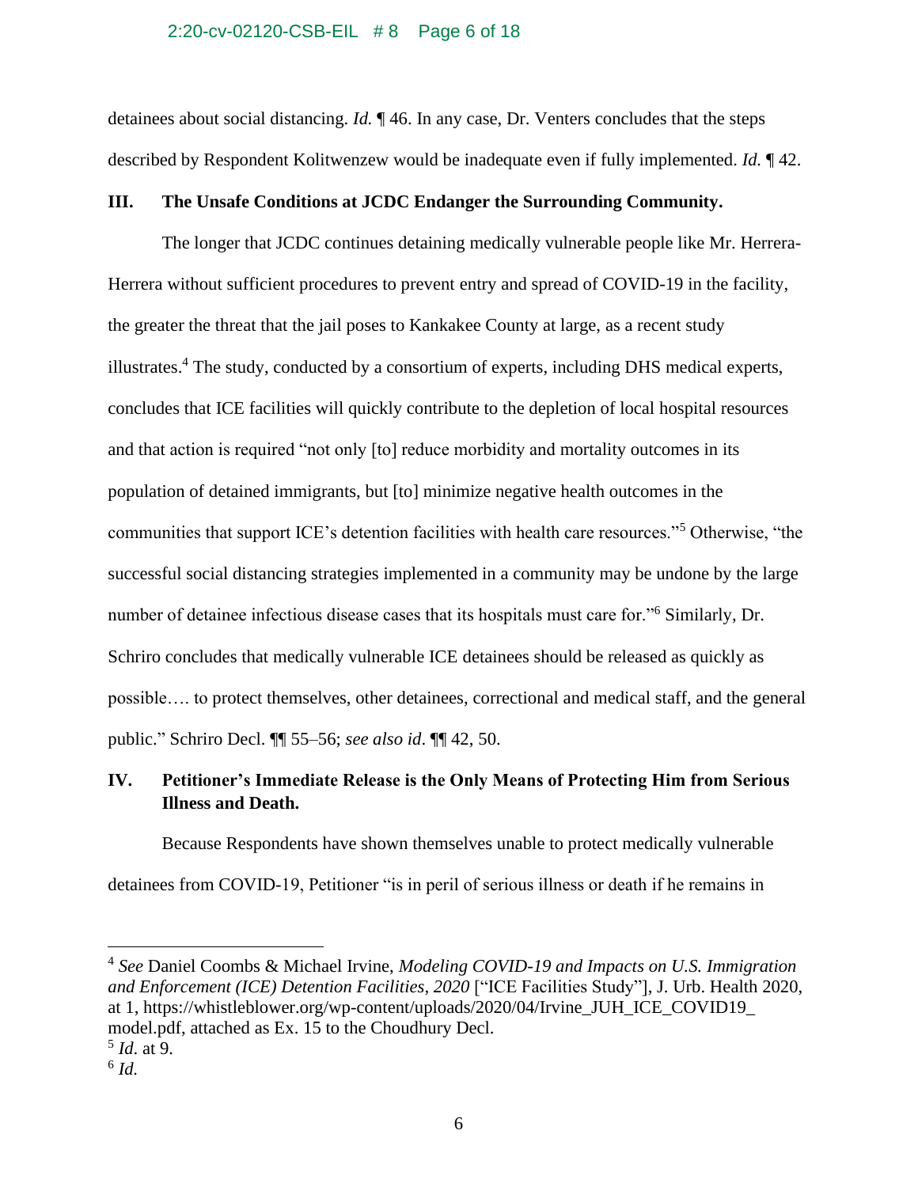detainees about social distancing. *Id.* ¶ 46. In any case, Dr. Venters concludes that the steps described by Respondent Kolitwenzew would be inadequate even if fully implemented. *Id.* ¶ 42.

## III. The Unsafe Conditions at JCDC Endanger the Surrounding Community.

The longer that JCDC continues detaining medically vulnerable people like Mr. Herrera-Herrera without sufficient procedures to prevent entry and spread of COVID-19 in the facility, the greater the threat that the jail poses to Kankakee County at large, as a recent study illustrates.[4] The study, conducted by a consortium of experts, including DHS medical experts, concludes that ICE facilities will quickly contribute to the depletion of local hospital resources and that action is required "not only [to] reduce morbidity and mortality outcomes in its population of detained immigrants, but [to] minimize negative health outcomes in the communities that support ICE's detention facilities with health care resources."[5] Otherwise, "the successful social distancing strategies implemented in a community may be undone by the large number of detainee infectious disease cases that its hospitals must care for."[6] Similarly, Dr. Schriro concludes that medically vulnerable ICE detainees should be released as quickly as possible…. to protect themselves, other detainees, correctional and medical staff, and the general public." Schriro Decl. ¶¶ 55–56; *see also id*. ¶¶ 42, 50.

## IV. Petitioner's Immediate Release is the Only Means of Protecting Him from Serious Illness and Death.

Because Respondents have shown themselves unable to protect medically vulnerable detainees from COVID-19, Petitioner "is in peril of serious illness or death if he remains in

---

[4] *See* Daniel Coombs & Michael Irvine, *Modeling COVID-19 and Impacts on U.S. Immigration and Enforcement (ICE) Detention Facilities, 2020* ["ICE Facilities Study"], J. Urb. Health 2020, at 1, https://whistleblower.org/wp-content/uploads/2020/04/Irvine_JUH_ICE_COVID19_model.pdf, attached as Ex. 15 to the Choudhury Decl.

[5] *Id.* at 9.

[6] *Id.*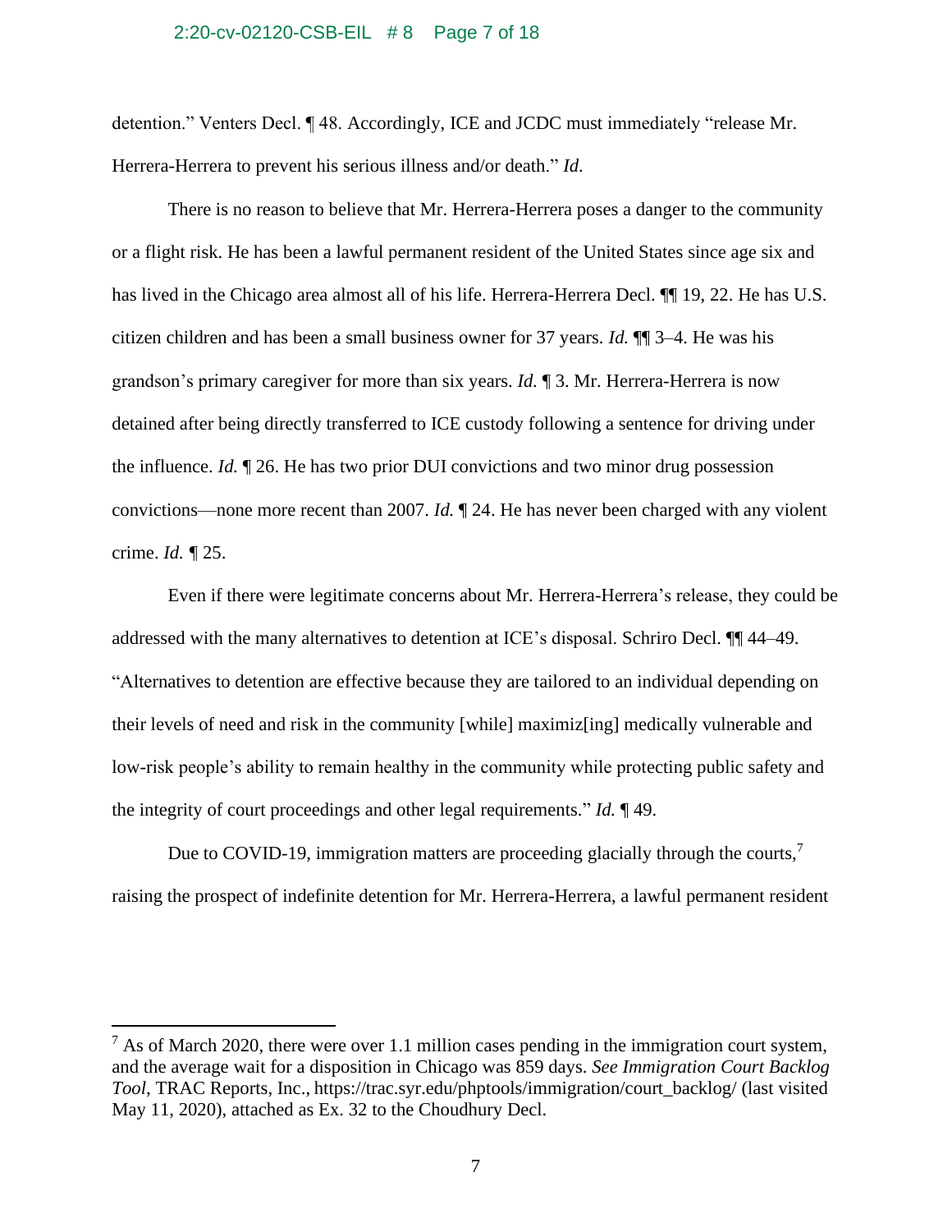detention." Venters Decl. ¶ 48. Accordingly, ICE and JCDC must immediately "release Mr. Herrera-Herrera to prevent his serious illness and/or death." *Id.*

There is no reason to believe that Mr. Herrera-Herrera poses a danger to the community or a flight risk. He has been a lawful permanent resident of the United States since age six and has lived in the Chicago area almost all of his life. Herrera-Herrera Decl. ¶¶ 19, 22. He has U.S. citizen children and has been a small business owner for 37 years. *Id.* ¶¶ 3–4. He was his grandson's primary caregiver for more than six years. *Id.* ¶ 3. Mr. Herrera-Herrera is now detained after being directly transferred to ICE custody following a sentence for driving under the influence. *Id.* ¶ 26. He has two prior DUI convictions and two minor drug possession convictions—none more recent than 2007. *Id.* ¶ 24. He has never been charged with any violent crime. *Id.* ¶ 25.

Even if there were legitimate concerns about Mr. Herrera-Herrera's release, they could be addressed with the many alternatives to detention at ICE's disposal. Schriro Decl. ¶¶ 44–49. "Alternatives to detention are effective because they are tailored to an individual depending on their levels of need and risk in the community [while] maximiz[ing] medically vulnerable and low-risk people's ability to remain healthy in the community while protecting public safety and the integrity of court proceedings and other legal requirements." *Id.* ¶ 49.

Due to COVID-19, immigration matters are proceeding glacially through the courts,[7] raising the prospect of indefinite detention for Mr. Herrera-Herrera, a lawful permanent resident

---

[7] As of March 2020, there were over 1.1 million cases pending in the immigration court system, and the average wait for a disposition in Chicago was 859 days. *See Immigration Court Backlog Tool*, TRAC Reports, Inc., https://trac.syr.edu/phptools/immigration/court_backlog/ (last visited May 11, 2020), attached as Ex. 32 to the Choudhury Decl.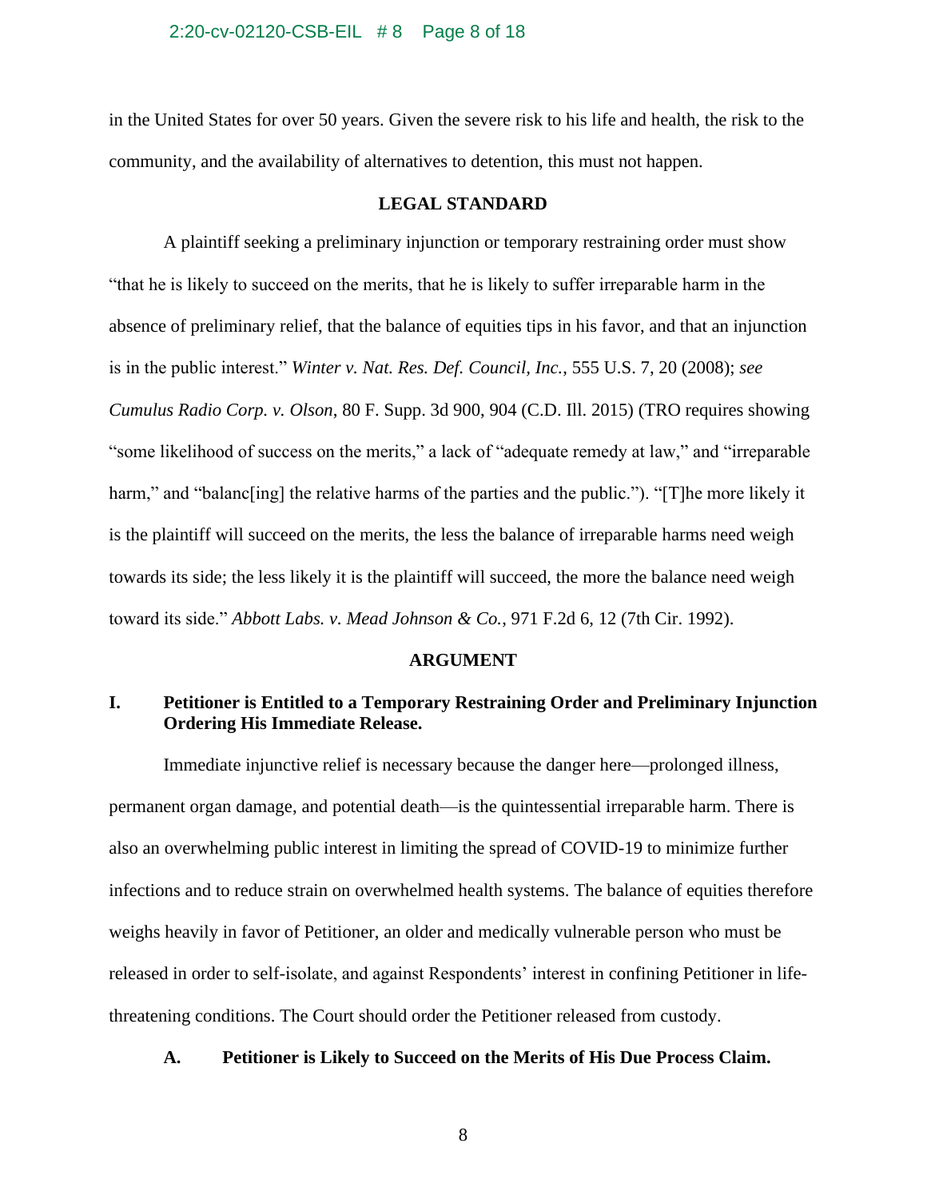in the United States for over 50 years. Given the severe risk to his life and health, the risk to the community, and the availability of alternatives to detention, this must not happen.

## LEGAL STANDARD

A plaintiff seeking a preliminary injunction or temporary restraining order must show "that he is likely to succeed on the merits, that he is likely to suffer irreparable harm in the absence of preliminary relief, that the balance of equities tips in his favor, and that an injunction is in the public interest." *Winter v. Nat. Res. Def. Council, Inc.*, 555 U.S. 7, 20 (2008); *see Cumulus Radio Corp. v. Olson*, 80 F. Supp. 3d 900, 904 (C.D. Ill. 2015) (TRO requires showing "some likelihood of success on the merits," a lack of "adequate remedy at law," and "irreparable harm," and "balanc[ing] the relative harms of the parties and the public."). "[T]he more likely it is the plaintiff will succeed on the merits, the less the balance of irreparable harms need weigh towards its side; the less likely it is the plaintiff will succeed, the more the balance need weigh toward its side." *Abbott Labs. v. Mead Johnson & Co.*, 971 F.2d 6, 12 (7th Cir. 1992).

## ARGUMENT

### I. Petitioner is Entitled to a Temporary Restraining Order and Preliminary Injunction Ordering His Immediate Release.

Immediate injunctive relief is necessary because the danger here—prolonged illness, permanent organ damage, and potential death—is the quintessential irreparable harm. There is also an overwhelming public interest in limiting the spread of COVID-19 to minimize further infections and to reduce strain on overwhelmed health systems. The balance of equities therefore weighs heavily in favor of Petitioner, an older and medically vulnerable person who must be released in order to self-isolate, and against Respondents' interest in confining Petitioner in life-threatening conditions. The Court should order the Petitioner released from custody.

#### A. Petitioner is Likely to Succeed on the Merits of His Due Process Claim.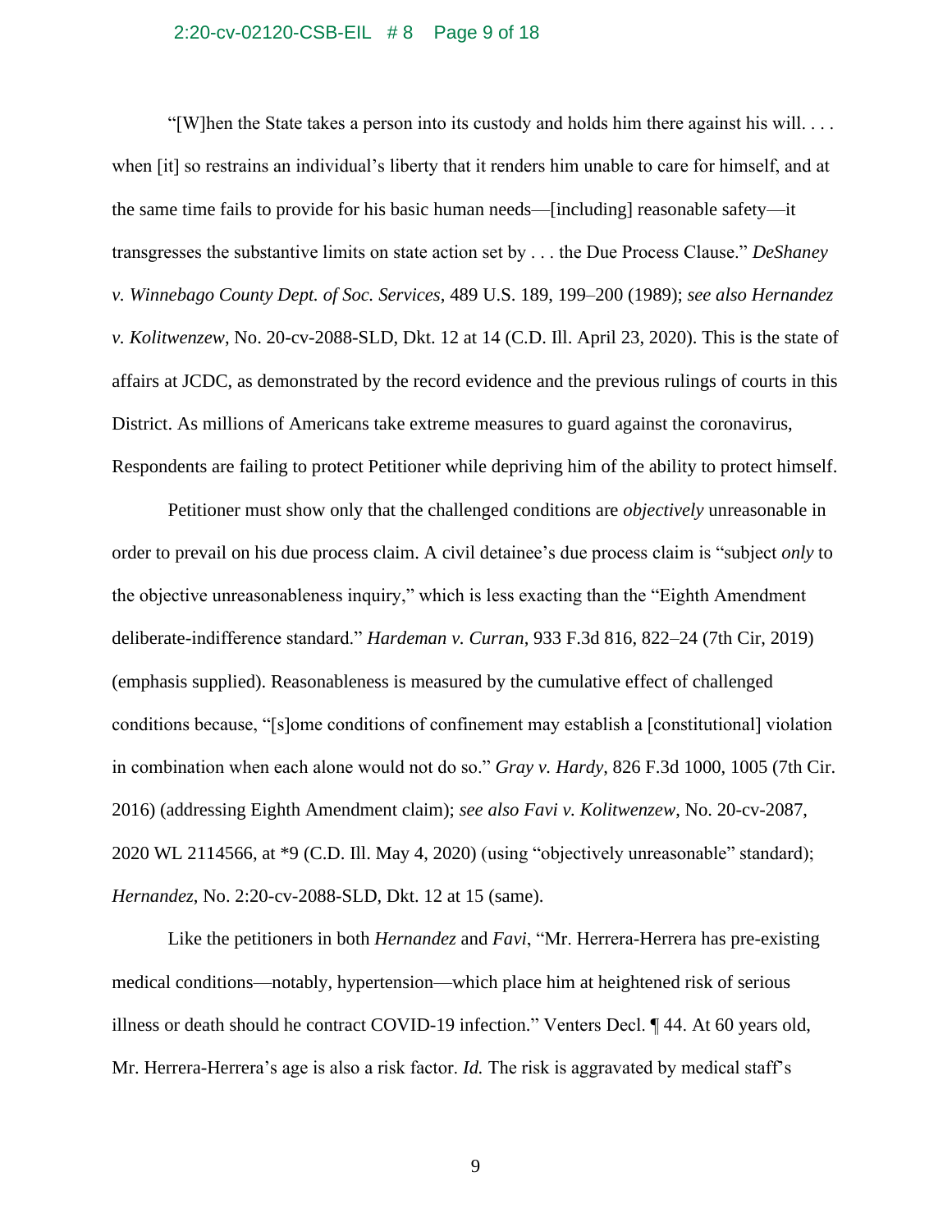"[W]hen the State takes a person into its custody and holds him there against his will. . . . when [it] so restrains an individual's liberty that it renders him unable to care for himself, and at the same time fails to provide for his basic human needs—[including] reasonable safety—it transgresses the substantive limits on state action set by . . . the Due Process Clause." *DeShaney v. Winnebago County Dept. of Soc. Services*, 489 U.S. 189, 199–200 (1989); *see also Hernandez v. Kolitwenzew*, No. 20-cv-2088-SLD, Dkt. 12 at 14 (C.D. Ill. April 23, 2020). This is the state of affairs at JCDC, as demonstrated by the record evidence and the previous rulings of courts in this District. As millions of Americans take extreme measures to guard against the coronavirus, Respondents are failing to protect Petitioner while depriving him of the ability to protect himself.

Petitioner must show only that the challenged conditions are *objectively* unreasonable in order to prevail on his due process claim. A civil detainee's due process claim is "subject *only* to the objective unreasonableness inquiry," which is less exacting than the "Eighth Amendment deliberate-indifference standard." *Hardeman v. Curran*, 933 F.3d 816, 822–24 (7th Cir, 2019) (emphasis supplied). Reasonableness is measured by the cumulative effect of challenged conditions because, "[s]ome conditions of confinement may establish a [constitutional] violation in combination when each alone would not do so." *Gray v. Hardy*, 826 F.3d 1000, 1005 (7th Cir. 2016) (addressing Eighth Amendment claim); *see also Favi v. Kolitwenzew*, No. 20-cv-2087, 2020 WL 2114566, at *9 (C.D. Ill. May 4, 2020) (using "objectively unreasonable" standard); *Hernandez*, No. 2:20-cv-2088-SLD, Dkt. 12 at 15 (same).

Like the petitioners in both *Hernandez* and *Favi*, "Mr. Herrera-Herrera has pre-existing medical conditions—notably, hypertension—which place him at heightened risk of serious illness or death should he contract COVID-19 infection." Venters Decl. ¶ 44. At 60 years old, Mr. Herrera-Herrera's age is also a risk factor. *Id.* The risk is aggravated by medical staff's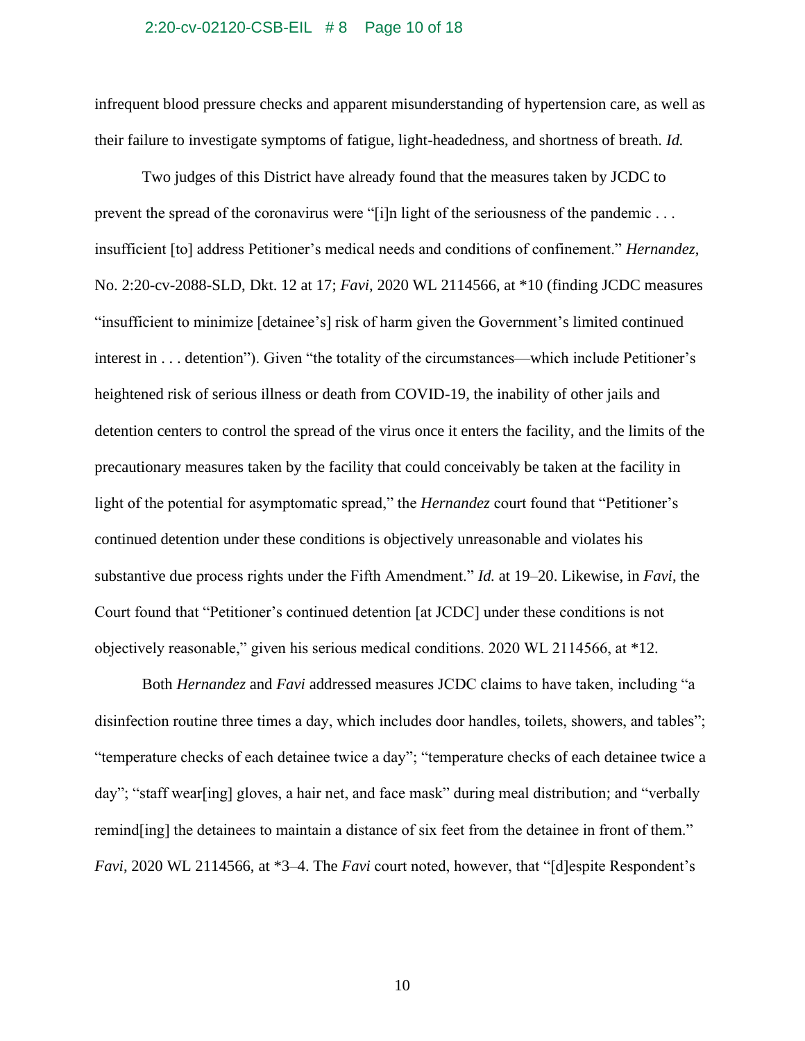infrequent blood pressure checks and apparent misunderstanding of hypertension care, as well as their failure to investigate symptoms of fatigue, light-headedness, and shortness of breath. *Id.*

Two judges of this District have already found that the measures taken by JCDC to prevent the spread of the coronavirus were "[i]n light of the seriousness of the pandemic . . . insufficient [to] address Petitioner's medical needs and conditions of confinement." *Hernandez*, No. 2:20-cv-2088-SLD, Dkt. 12 at 17; *Favi*, 2020 WL 2114566, at *10 (finding JCDC measures "insufficient to minimize [detainee's] risk of harm given the Government's limited continued interest in . . . detention"). Given "the totality of the circumstances—which include Petitioner's heightened risk of serious illness or death from COVID-19, the inability of other jails and detention centers to control the spread of the virus once it enters the facility, and the limits of the precautionary measures taken by the facility that could conceivably be taken at the facility in light of the potential for asymptomatic spread," the *Hernandez* court found that "Petitioner's continued detention under these conditions is objectively unreasonable and violates his substantive due process rights under the Fifth Amendment." *Id.* at 19–20. Likewise, in *Favi*, the Court found that "Petitioner's continued detention [at JCDC] under these conditions is not objectively reasonable," given his serious medical conditions. 2020 WL 2114566, at *12.

Both *Hernandez* and *Favi* addressed measures JCDC claims to have taken, including "a disinfection routine three times a day, which includes door handles, toilets, showers, and tables"; "temperature checks of each detainee twice a day"; "temperature checks of each detainee twice a day"; "staff wear[ing] gloves, a hair net, and face mask" during meal distribution; and "verbally remind[ing] the detainees to maintain a distance of six feet from the detainee in front of them." *Favi*, 2020 WL 2114566, at *3–4. The *Favi* court noted, however, that "[d]espite Respondent's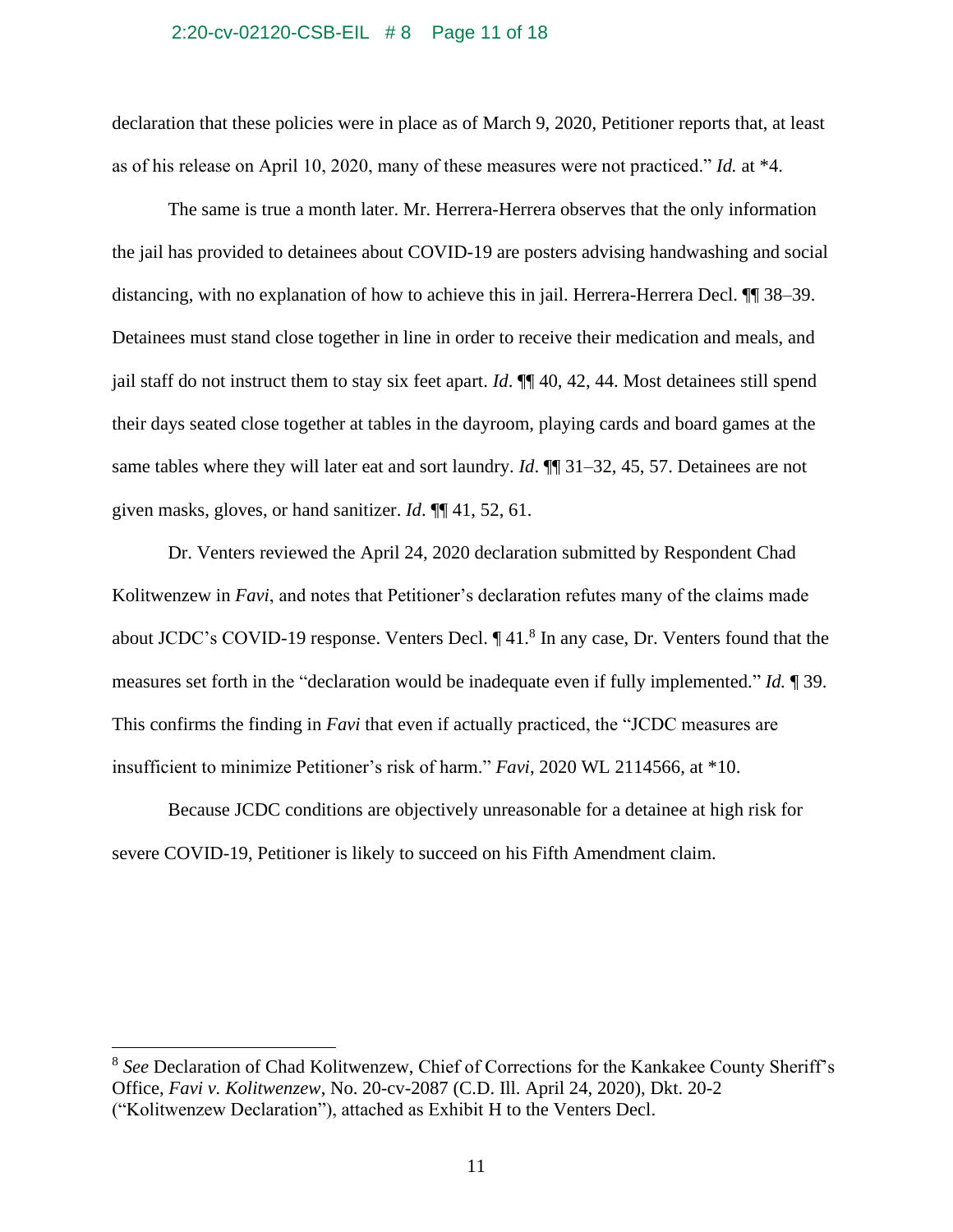declaration that these policies were in place as of March 9, 2020, Petitioner reports that, at least as of his release on April 10, 2020, many of these measures were not practiced." *Id.* at *4.

The same is true a month later. Mr. Herrera-Herrera observes that the only information the jail has provided to detainees about COVID-19 are posters advising handwashing and social distancing, with no explanation of how to achieve this in jail. Herrera-Herrera Decl. ¶¶ 38–39. Detainees must stand close together in line in order to receive their medication and meals, and jail staff do not instruct them to stay six feet apart. *Id*. ¶¶ 40, 42, 44. Most detainees still spend their days seated close together at tables in the dayroom, playing cards and board games at the same tables where they will later eat and sort laundry. *Id*. ¶¶ 31–32, 45, 57. Detainees are not given masks, gloves, or hand sanitizer. *Id*. ¶¶ 41, 52, 61.

Dr. Venters reviewed the April 24, 2020 declaration submitted by Respondent Chad Kolitwenzew in *Favi*, and notes that Petitioner's declaration refutes many of the claims made about JCDC's COVID-19 response. Venters Decl. ¶ 41.[8] In any case, Dr. Venters found that the measures set forth in the "declaration would be inadequate even if fully implemented." *Id.* ¶ 39. This confirms the finding in *Favi* that even if actually practiced, the "JCDC measures are insufficient to minimize Petitioner's risk of harm." *Favi*, 2020 WL 2114566, at *10.

Because JCDC conditions are objectively unreasonable for a detainee at high risk for severe COVID-19, Petitioner is likely to succeed on his Fifth Amendment claim.

---

[8] *See* Declaration of Chad Kolitwenzew, Chief of Corrections for the Kankakee County Sheriff's Office, *Favi v. Kolitwenzew*, No. 20-cv-2087 (C.D. Ill. April 24, 2020), Dkt. 20-2 ("Kolitwenzew Declaration"), attached as Exhibit H to the Venters Decl.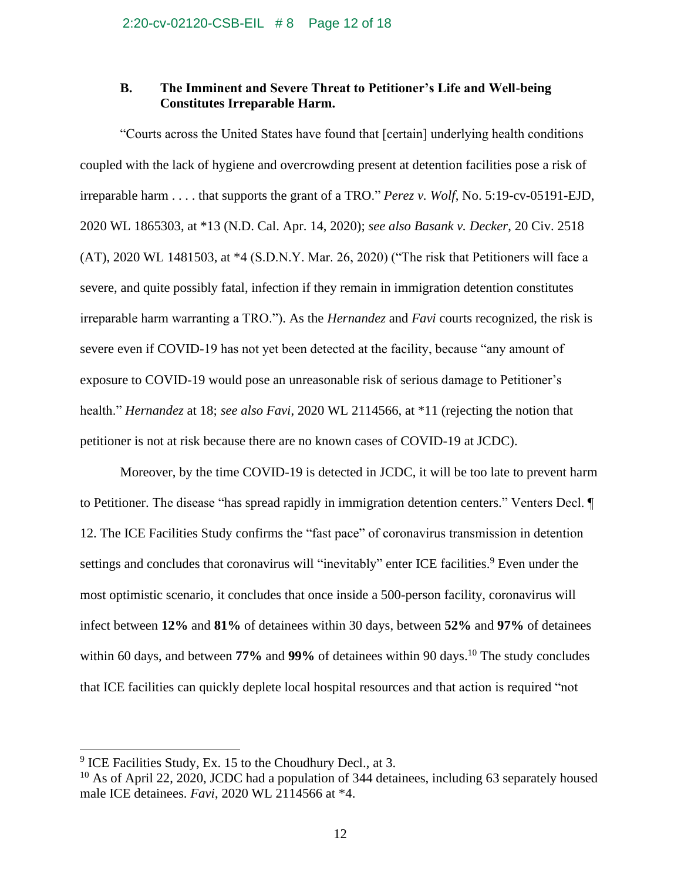### B. The Imminent and Severe Threat to Petitioner's Life and Well-being Constitutes Irreparable Harm.

"Courts across the United States have found that [certain] underlying health conditions coupled with the lack of hygiene and overcrowding present at detention facilities pose a risk of irreparable harm . . . . that supports the grant of a TRO." *Perez v. Wolf*, No. 5:19-cv-05191-EJD, 2020 WL 1865303, at *13 (N.D. Cal. Apr. 14, 2020); *see also Basank v. Decker*, 20 Civ. 2518 (AT), 2020 WL 1481503, at *4 (S.D.N.Y. Mar. 26, 2020) ("The risk that Petitioners will face a severe, and quite possibly fatal, infection if they remain in immigration detention constitutes irreparable harm warranting a TRO."). As the *Hernandez* and *Favi* courts recognized, the risk is severe even if COVID-19 has not yet been detected at the facility, because "any amount of exposure to COVID-19 would pose an unreasonable risk of serious damage to Petitioner's health." *Hernandez* at 18; *see also Favi*, 2020 WL 2114566, at *11 (rejecting the notion that petitioner is not at risk because there are no known cases of COVID-19 at JCDC).

Moreover, by the time COVID-19 is detected in JCDC, it will be too late to prevent harm to Petitioner. The disease "has spread rapidly in immigration detention centers." Venters Decl. ¶ 12. The ICE Facilities Study confirms the "fast pace" of coronavirus transmission in detention settings and concludes that coronavirus will "inevitably" enter ICE facilities.[9] Even under the most optimistic scenario, it concludes that once inside a 500-person facility, coronavirus will infect between **12%** and **81%** of detainees within 30 days, between **52%** and **97%** of detainees within 60 days, and between **77%** and **99%** of detainees within 90 days.[10] The study concludes that ICE facilities can quickly deplete local hospital resources and that action is required "not

---

[9] ICE Facilities Study, Ex. 15 to the Choudhury Decl., at 3.

[10] As of April 22, 2020, JCDC had a population of 344 detainees, including 63 separately housed male ICE detainees. *Favi*, 2020 WL 2114566 at *4.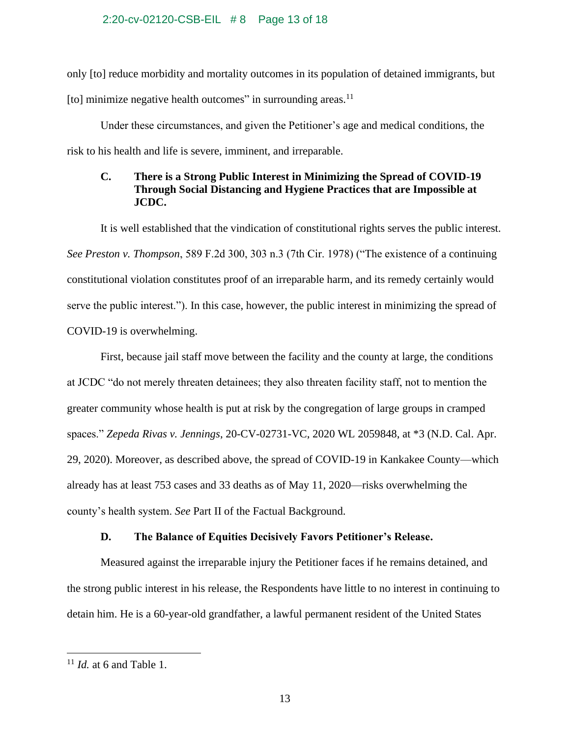only [to] reduce morbidity and mortality outcomes in its population of detained immigrants, but [to] minimize negative health outcomes" in surrounding areas.[11]

Under these circumstances, and given the Petitioner's age and medical conditions, the risk to his health and life is severe, imminent, and irreparable.

### C. There is a Strong Public Interest in Minimizing the Spread of COVID-19 Through Social Distancing and Hygiene Practices that are Impossible at JCDC.

It is well established that the vindication of constitutional rights serves the public interest. *See Preston v. Thompson*, 589 F.2d 300, 303 n.3 (7th Cir. 1978) ("The existence of a continuing constitutional violation constitutes proof of an irreparable harm, and its remedy certainly would serve the public interest."). In this case, however, the public interest in minimizing the spread of COVID-19 is overwhelming.

First, because jail staff move between the facility and the county at large, the conditions at JCDC "do not merely threaten detainees; they also threaten facility staff, not to mention the greater community whose health is put at risk by the congregation of large groups in cramped spaces." *Zepeda Rivas v. Jennings*, 20-CV-02731-VC, 2020 WL 2059848, at *3 (N.D. Cal. Apr. 29, 2020). Moreover, as described above, the spread of COVID-19 in Kankakee County—which already has at least 753 cases and 33 deaths as of May 11, 2020—risks overwhelming the county's health system. *See* Part II of the Factual Background.

### D. The Balance of Equities Decisively Favors Petitioner's Release.

Measured against the irreparable injury the Petitioner faces if he remains detained, and the strong public interest in his release, the Respondents have little to no interest in continuing to detain him. He is a 60-year-old grandfather, a lawful permanent resident of the United States

---

[11] *Id.* at 6 and Table 1.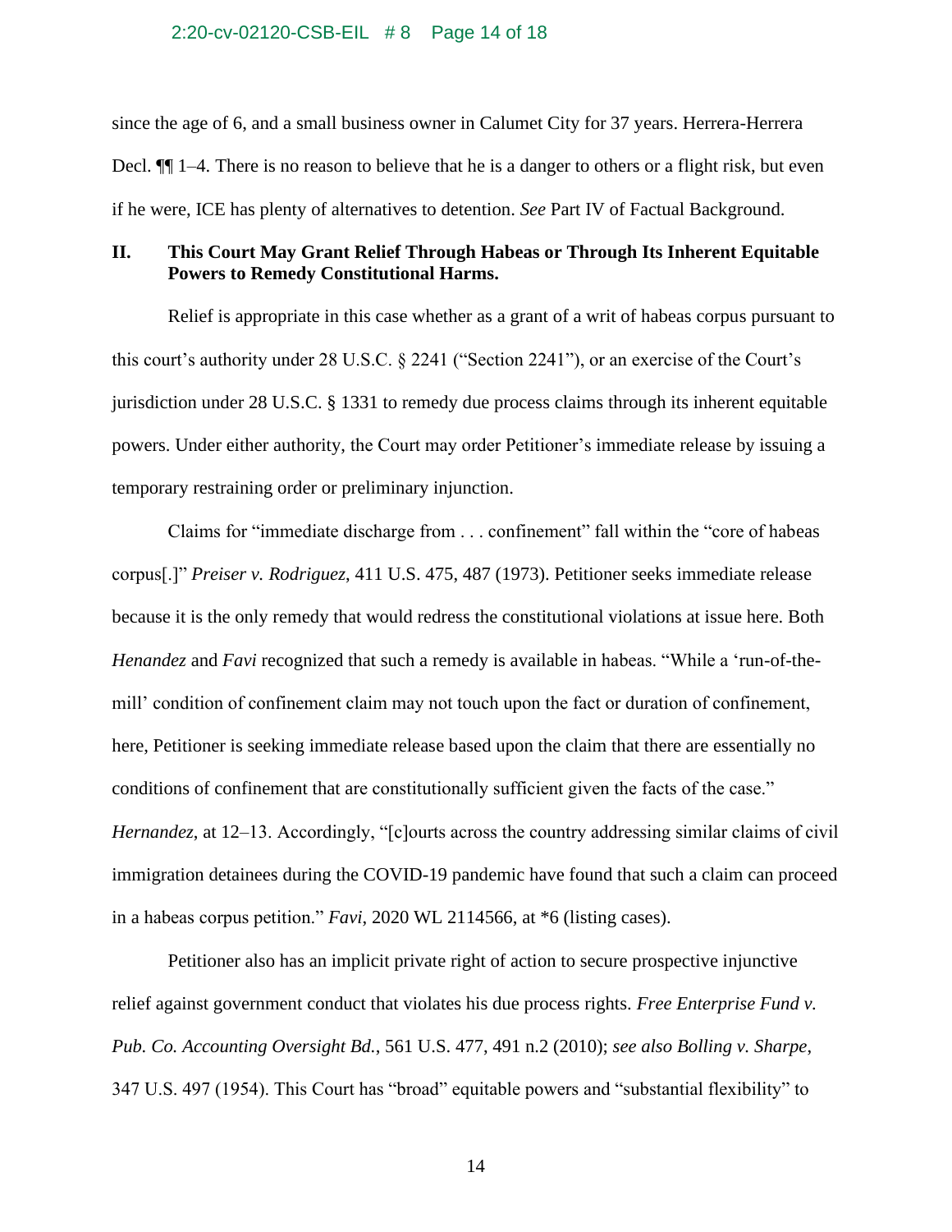since the age of 6, and a small business owner in Calumet City for 37 years. Herrera-Herrera Decl. ¶¶ 1–4. There is no reason to believe that he is a danger to others or a flight risk, but even if he were, ICE has plenty of alternatives to detention. *See* Part IV of Factual Background.

## II. This Court May Grant Relief Through Habeas or Through Its Inherent Equitable Powers to Remedy Constitutional Harms.

Relief is appropriate in this case whether as a grant of a writ of habeas corpus pursuant to this court's authority under 28 U.S.C. § 2241 ("Section 2241"), or an exercise of the Court's jurisdiction under 28 U.S.C. § 1331 to remedy due process claims through its inherent equitable powers. Under either authority, the Court may order Petitioner's immediate release by issuing a temporary restraining order or preliminary injunction.

Claims for "immediate discharge from . . . confinement" fall within the "core of habeas corpus[.]" *Preiser v. Rodriguez*, 411 U.S. 475, 487 (1973). Petitioner seeks immediate release because it is the only remedy that would redress the constitutional violations at issue here. Both *Henandez* and *Favi* recognized that such a remedy is available in habeas. "While a 'run-of-the-mill' condition of confinement claim may not touch upon the fact or duration of confinement, here, Petitioner is seeking immediate release based upon the claim that there are essentially no conditions of confinement that are constitutionally sufficient given the facts of the case." *Hernandez*, at 12–13. Accordingly, "[c]ourts across the country addressing similar claims of civil immigration detainees during the COVID-19 pandemic have found that such a claim can proceed in a habeas corpus petition." *Favi*, 2020 WL 2114566, at *6 (listing cases).

Petitioner also has an implicit private right of action to secure prospective injunctive relief against government conduct that violates his due process rights. *Free Enterprise Fund v. Pub. Co. Accounting Oversight Bd.*, 561 U.S. 477, 491 n.2 (2010); *see also Bolling v. Sharpe*, 347 U.S. 497 (1954). This Court has "broad" equitable powers and "substantial flexibility" to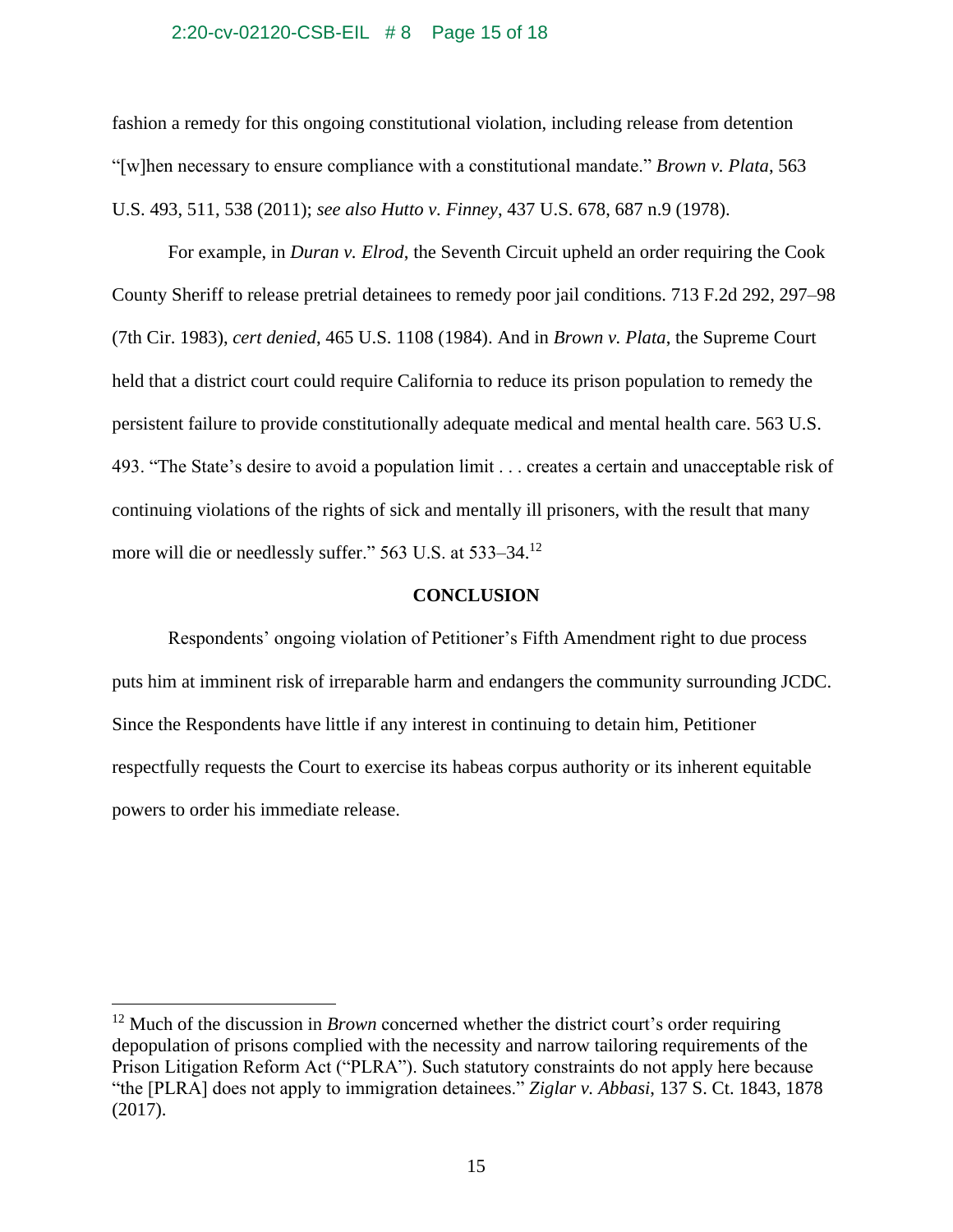fashion a remedy for this ongoing constitutional violation, including release from detention "[w]hen necessary to ensure compliance with a constitutional mandate." *Brown v. Plata*, 563 U.S. 493, 511, 538 (2011); *see also Hutto v. Finney*, 437 U.S. 678, 687 n.9 (1978).

For example, in *Duran v. Elrod*, the Seventh Circuit upheld an order requiring the Cook County Sheriff to release pretrial detainees to remedy poor jail conditions. 713 F.2d 292, 297–98 (7th Cir. 1983), *cert denied*, 465 U.S. 1108 (1984). And in *Brown v. Plata*, the Supreme Court held that a district court could require California to reduce its prison population to remedy the persistent failure to provide constitutionally adequate medical and mental health care. 563 U.S. 493. "The State's desire to avoid a population limit . . . creates a certain and unacceptable risk of continuing violations of the rights of sick and mentally ill prisoners, with the result that many more will die or needlessly suffer." 563 U.S. at 533–34.[12]

**CONCLUSION**

Respondents' ongoing violation of Petitioner's Fifth Amendment right to due process puts him at imminent risk of irreparable harm and endangers the community surrounding JCDC. Since the Respondents have little if any interest in continuing to detain him, Petitioner respectfully requests the Court to exercise its habeas corpus authority or its inherent equitable powers to order his immediate release.

---

[12] Much of the discussion in *Brown* concerned whether the district court's order requiring depopulation of prisons complied with the necessity and narrow tailoring requirements of the Prison Litigation Reform Act ("PLRA"). Such statutory constraints do not apply here because "the [PLRA] does not apply to immigration detainees." *Ziglar v. Abbasi*, 137 S. Ct. 1843, 1878 (2017).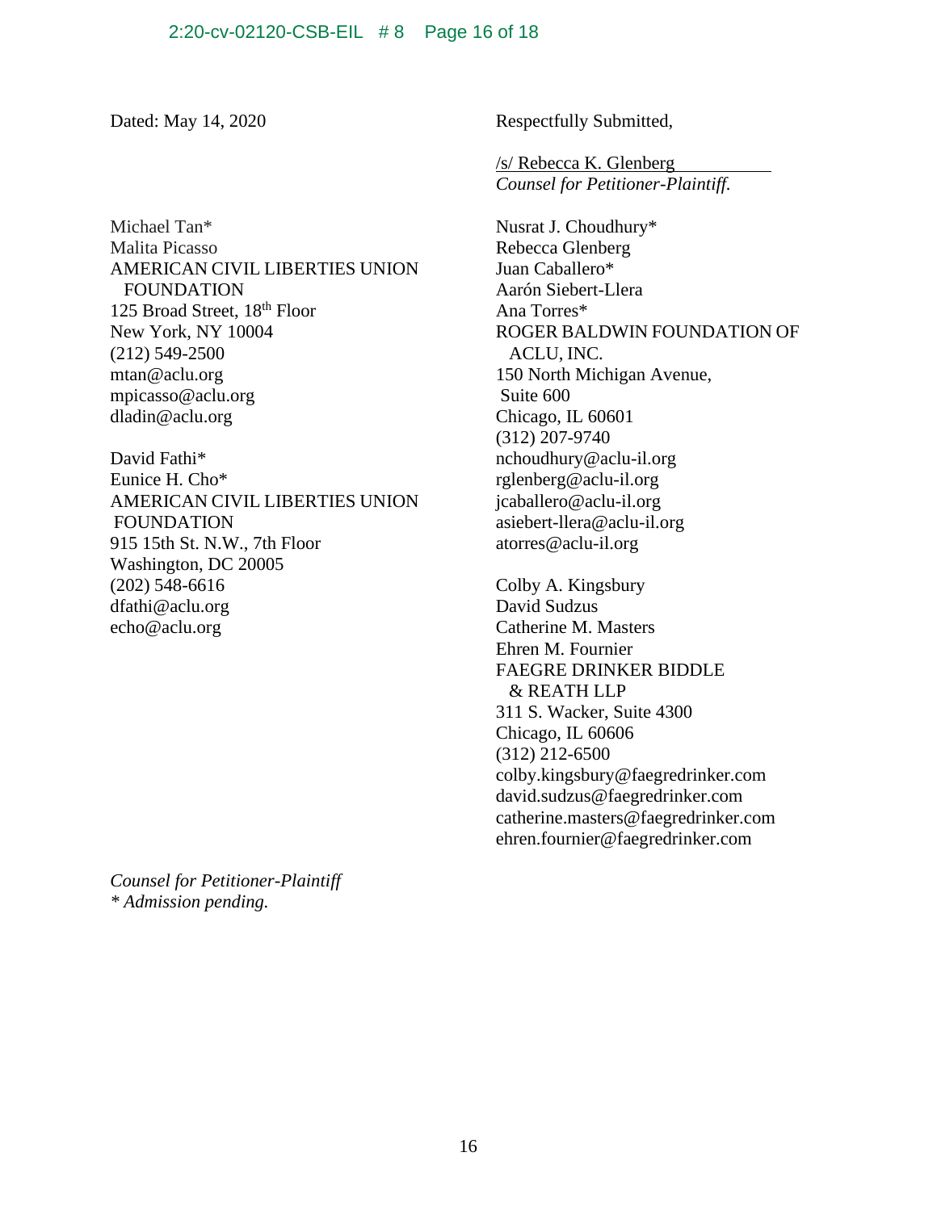Dated: May 14, 2020

Respectfully Submitted,

/s/ Rebecca K. Glenberg
*Counsel for Petitioner-Plaintiff.*

Michael Tan*
Malita Picasso
AMERICAN CIVIL LIBERTIES UNION FOUNDATION
125 Broad Street, 18th Floor
New York, NY 10004
(212) 549-2500
mtan@aclu.org
mpicasso@aclu.org
dladin@aclu.org

David Fathi*
Eunice H. Cho*
AMERICAN CIVIL LIBERTIES UNION FOUNDATION
915 15th St. N.W., 7th Floor
Washington, DC 20005
(202) 548-6616
dfathi@aclu.org
echo@aclu.org

Nusrat J. Choudhury*
Rebecca Glenberg
Juan Caballero*
Aarón Siebert-Llera
Ana Torres*
ROGER BALDWIN FOUNDATION OF ACLU, INC.
150 North Michigan Avenue, Suite 600
Chicago, IL 60601
(312) 207-9740
nchoudhury@aclu-il.org
rglenberg@aclu-il.org
jcaballero@aclu-il.org
asiebert-llera@aclu-il.org
atorres@aclu-il.org

Colby A. Kingsbury
David Sudzus
Catherine M. Masters
Ehren M. Fournier
FAEGRE DRINKER BIDDLE & REATH LLP
311 S. Wacker, Suite 4300
Chicago, IL 60606
(312) 212-6500
colby.kingsbury@faegredrinker.com
david.sudzus@faegredrinker.com
catherine.masters@faegredrinker.com
ehren.fournier@faegredrinker.com

*Counsel for Petitioner-Plaintiff*
*\* Admission pending.*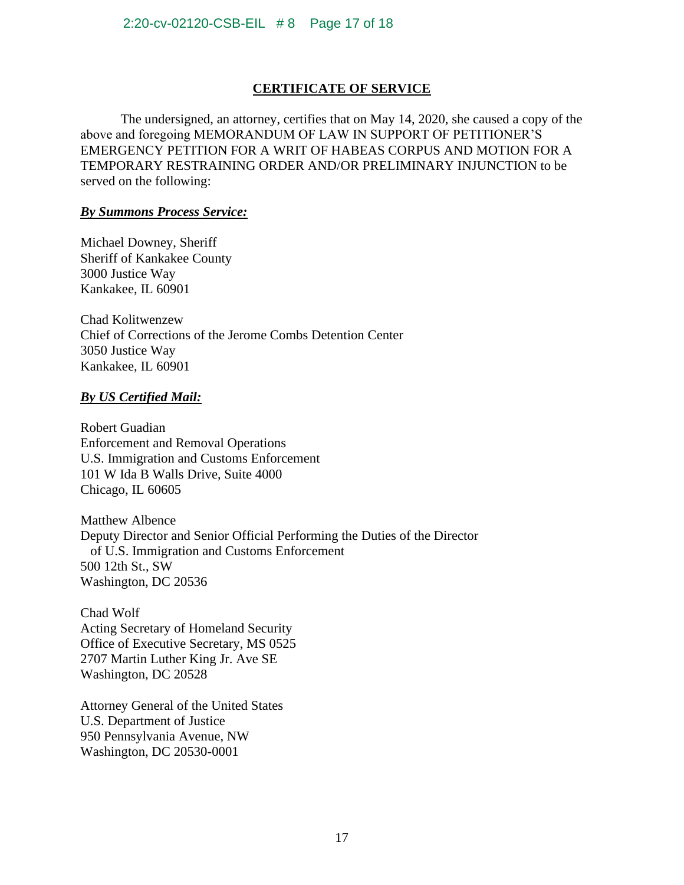# CERTIFICATE OF SERVICE

The undersigned, an attorney, certifies that on May 14, 2020, she caused a copy of the above and foregoing MEMORANDUM OF LAW IN SUPPORT OF PETITIONER'S EMERGENCY PETITION FOR A WRIT OF HABEAS CORPUS AND MOTION FOR A TEMPORARY RESTRAINING ORDER AND/OR PRELIMINARY INJUNCTION to be served on the following:

***By Summons Process Service:***

Michael Downey, Sheriff
Sheriff of Kankakee County
3000 Justice Way
Kankakee, IL 60901

Chad Kolitwenzew
Chief of Corrections of the Jerome Combs Detention Center
3050 Justice Way
Kankakee, IL 60901

***By US Certified Mail:***

Robert Guadian
Enforcement and Removal Operations
U.S. Immigration and Customs Enforcement
101 W Ida B Walls Drive, Suite 4000
Chicago, IL 60605

Matthew Albence
Deputy Director and Senior Official Performing the Duties of the Director of U.S. Immigration and Customs Enforcement
500 12th St., SW
Washington, DC 20536

Chad Wolf
Acting Secretary of Homeland Security
Office of Executive Secretary, MS 0525
2707 Martin Luther King Jr. Ave SE
Washington, DC 20528

Attorney General of the United States
U.S. Department of Justice
950 Pennsylvania Avenue, NW
Washington, DC 20530-0001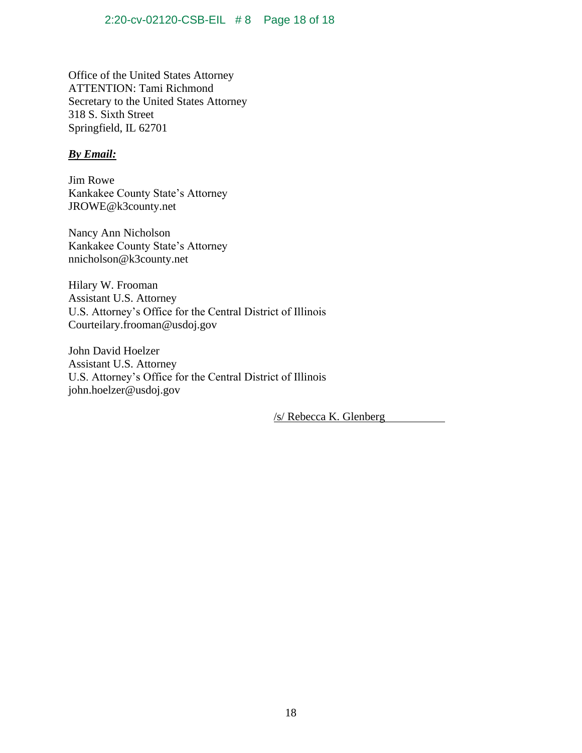Office of the United States Attorney
ATTENTION: Tami Richmond
Secretary to the United States Attorney
318 S. Sixth Street
Springfield, IL 62701

***By Email:***

Jim Rowe
Kankakee County State's Attorney
JROWE@k3county.net

Nancy Ann Nicholson
Kankakee County State's Attorney
nnicholson@k3county.net

Hilary W. Frooman
Assistant U.S. Attorney
U.S. Attorney's Office for the Central District of Illinois
Courteilary.frooman@usdoj.gov

John David Hoelzer
Assistant U.S. Attorney
U.S. Attorney's Office for the Central District of Illinois
john.hoelzer@usdoj.gov

/s/ Rebecca K. Glenberg